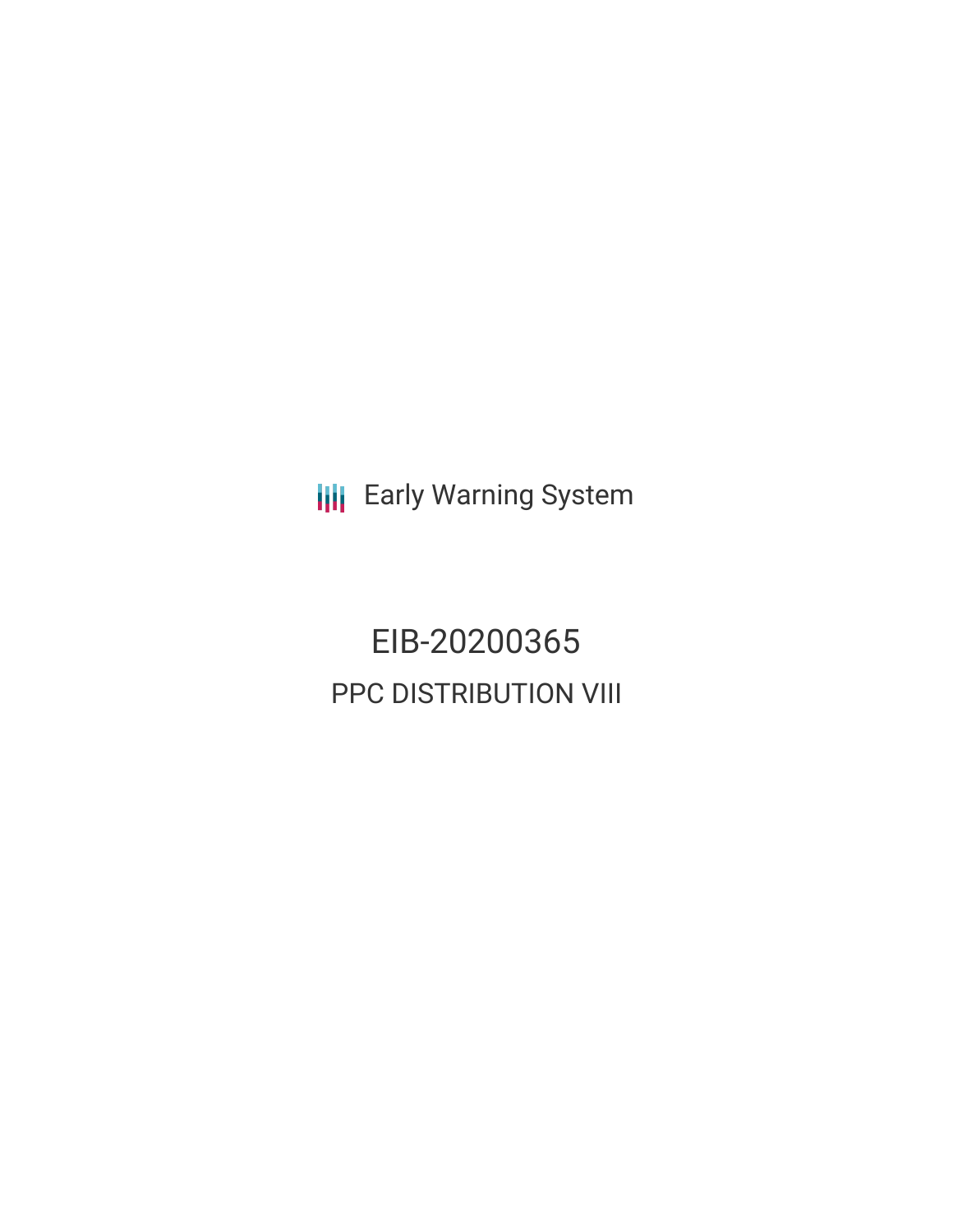Early Warning System

# EIB-20200365

## PPC DISTRIBUTION VIII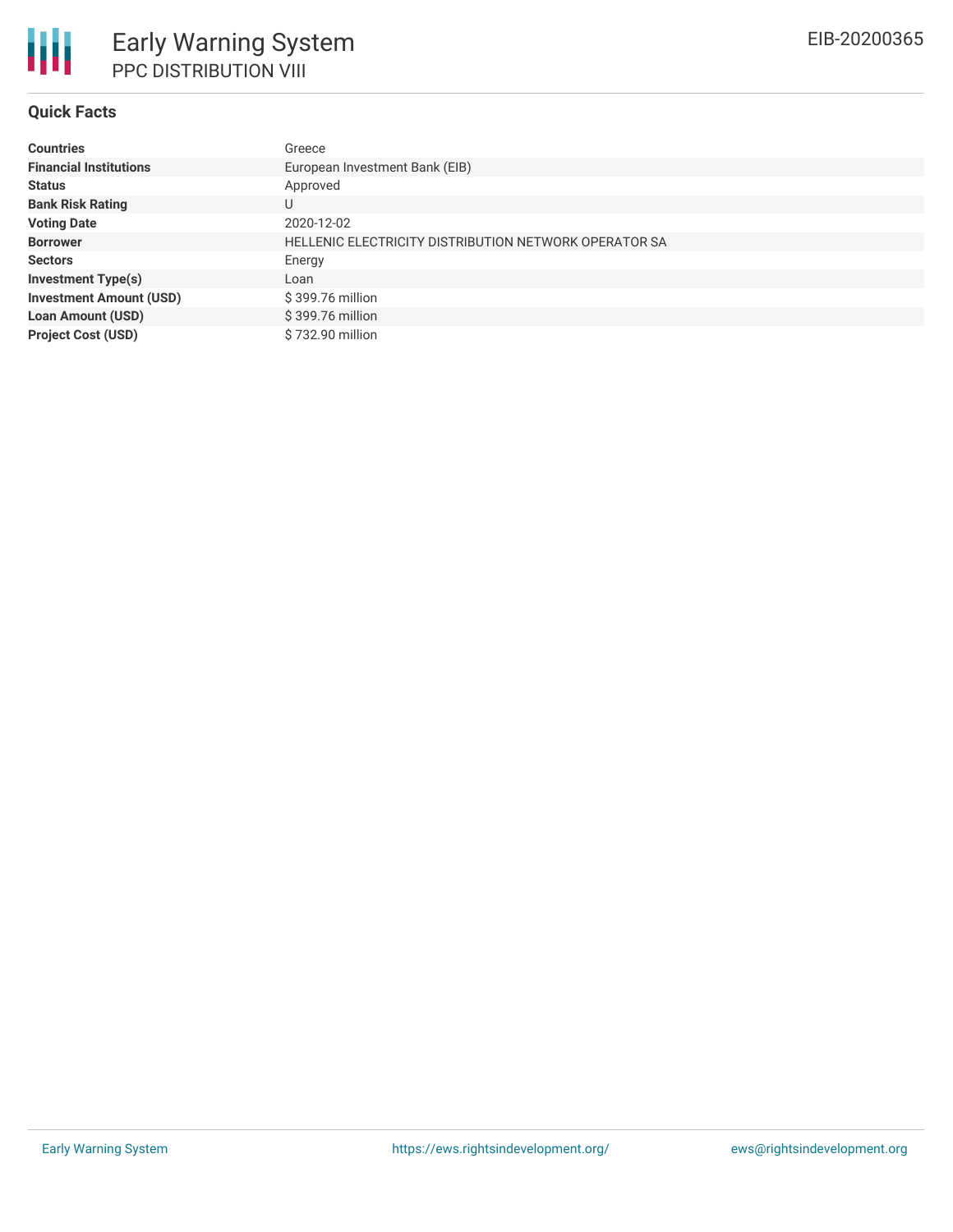# Early Warning System

## PPC DISTRIBUTION VIII

EIB-20200365

### Quick Facts

| | |
|---|---|
| **Countries** | Greece |
| **Financial Institutions** | European Investment Bank (EIB) |
| **Status** | Approved |
| **Bank Risk Rating** | U |
| **Voting Date** | 2020-12-02 |
| **Borrower** | HELLENIC ELECTRICITY DISTRIBUTION NETWORK OPERATOR SA |
| **Sectors** | Energy |
| **Investment Type(s)** | Loan |
| **Investment Amount (USD)** | $ 399.76 million |
| **Loan Amount (USD)** | $ 399.76 million |
| **Project Cost (USD)** | $ 732.90 million |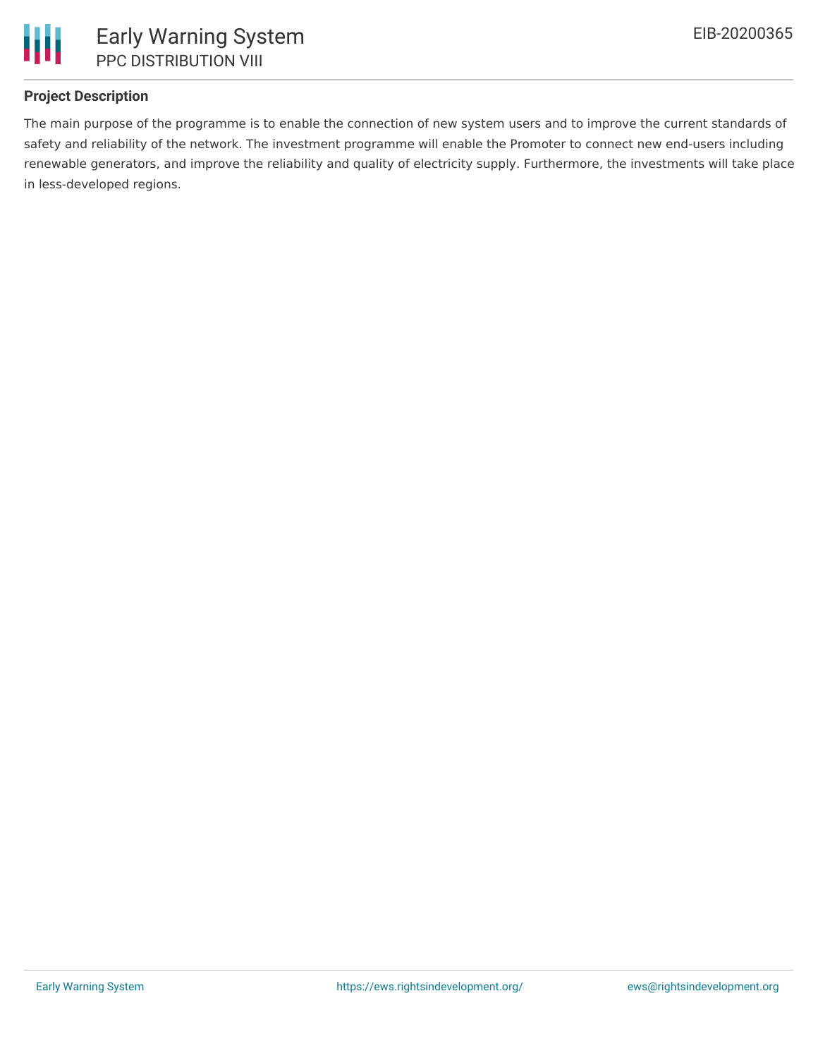**Project Description**

The main purpose of the programme is to enable the connection of new system users and to improve the current standards of safety and reliability of the network. The investment programme will enable the Promoter to connect new end-users including renewable generators, and improve the reliability and quality of electricity supply. Furthermore, the investments will take place in less-developed regions.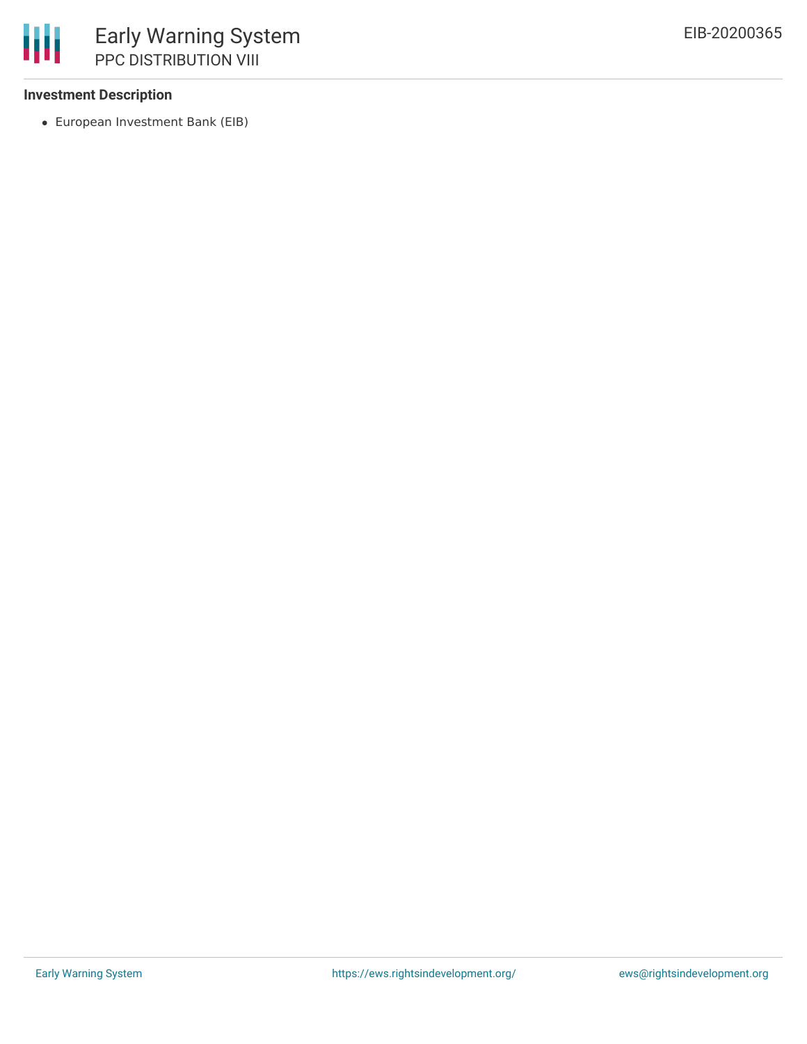**Investment Description**

- European Investment Bank (EIB)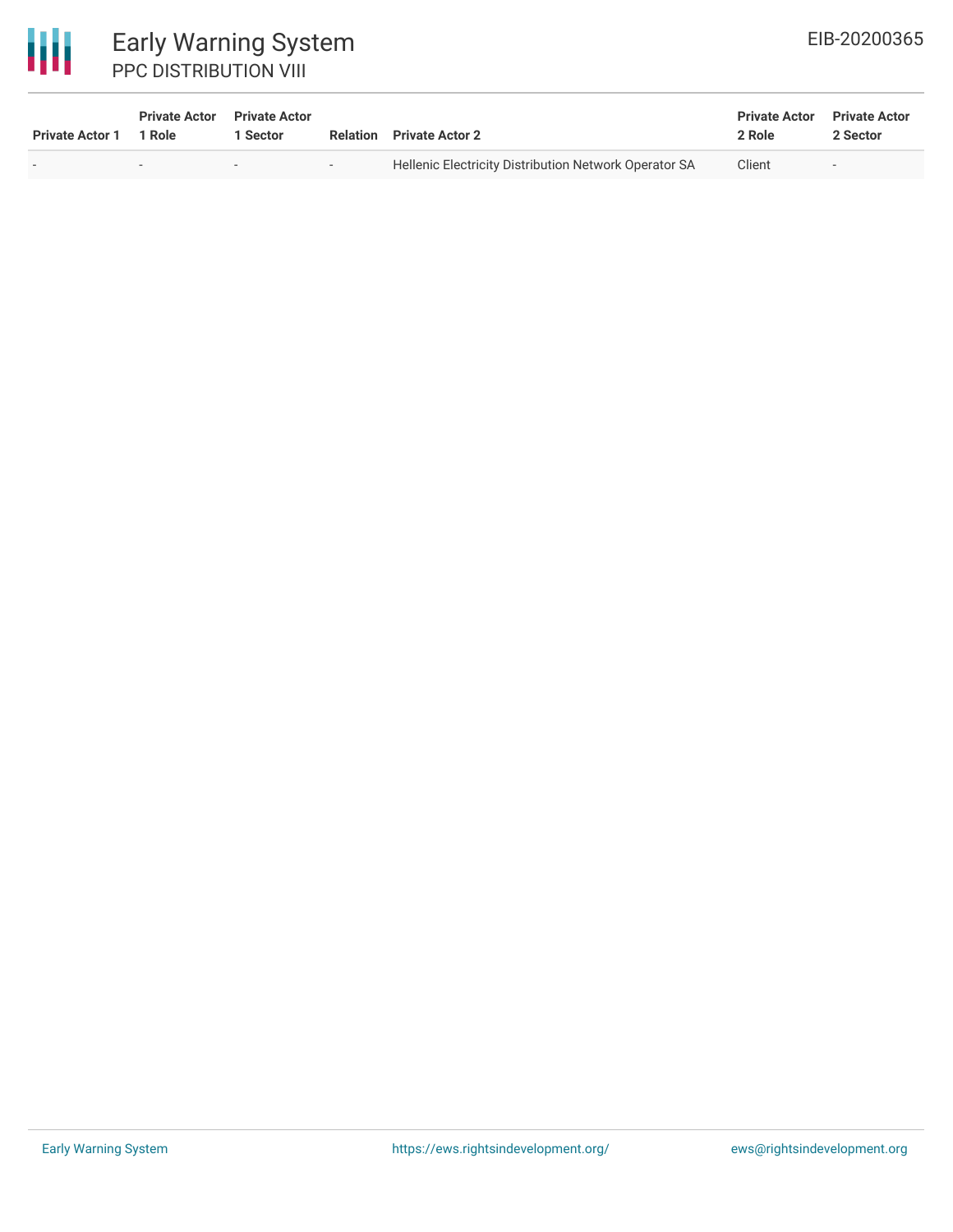| Private Actor 1 | Private Actor 1 Role | Private Actor 1 Sector | Relation | Private Actor 2 | Private Actor 2 Role | Private Actor 2 Sector |
|---|---|---|---|---|---|---|
| - | - | - | - | Hellenic Electricity Distribution Network Operator SA | Client | - |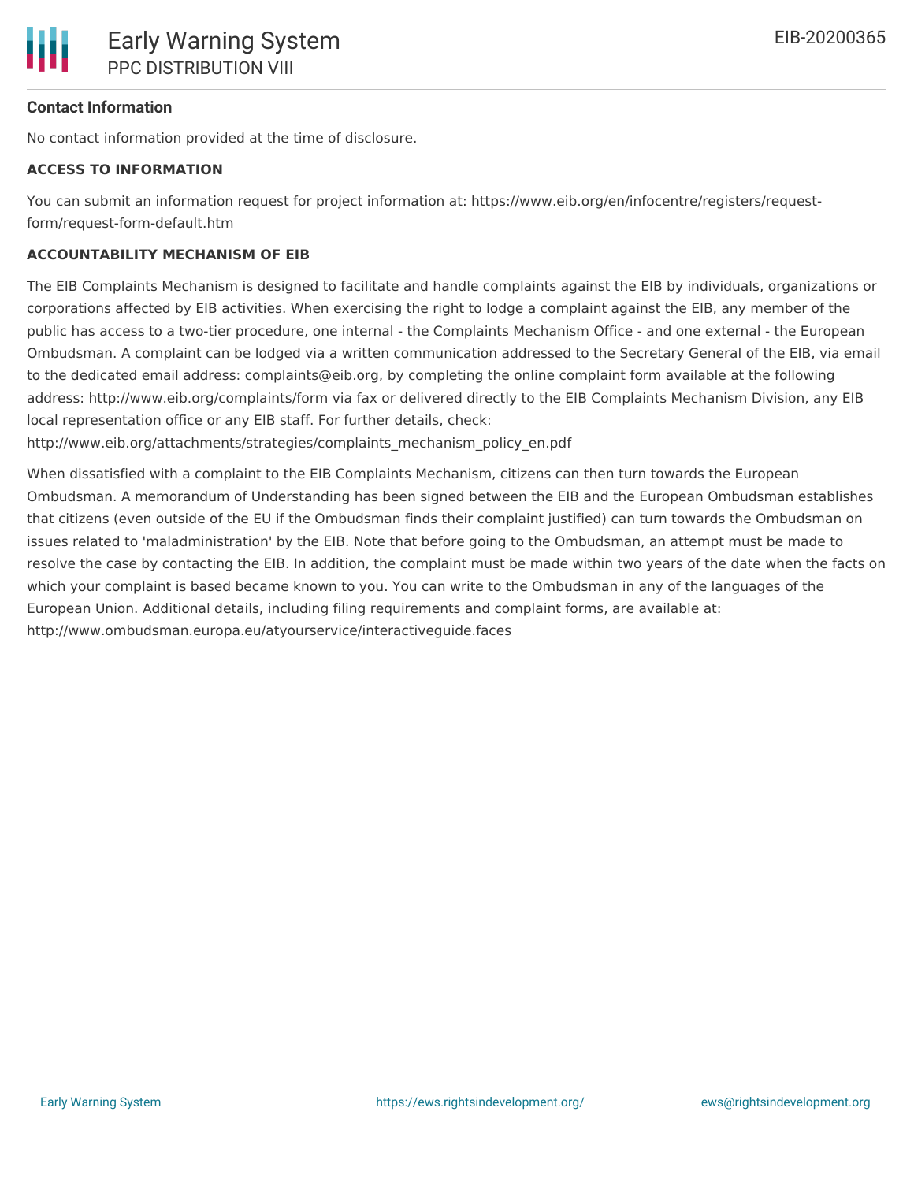### Contact Information

No contact information provided at the time of disclosure.

**ACCESS TO INFORMATION**

You can submit an information request for project information at: https://www.eib.org/en/infocentre/registers/request-form/request-form-default.htm

**ACCOUNTABILITY MECHANISM OF EIB**

The EIB Complaints Mechanism is designed to facilitate and handle complaints against the EIB by individuals, organizations or corporations affected by EIB activities. When exercising the right to lodge a complaint against the EIB, any member of the public has access to a two-tier procedure, one internal - the Complaints Mechanism Office - and one external - the European Ombudsman. A complaint can be lodged via a written communication addressed to the Secretary General of the EIB, via email to the dedicated email address: complaints@eib.org, by completing the online complaint form available at the following address: http://www.eib.org/complaints/form via fax or delivered directly to the EIB Complaints Mechanism Division, any EIB local representation office or any EIB staff. For further details, check: http://www.eib.org/attachments/strategies/complaints_mechanism_policy_en.pdf

When dissatisfied with a complaint to the EIB Complaints Mechanism, citizens can then turn towards the European Ombudsman. A memorandum of Understanding has been signed between the EIB and the European Ombudsman establishes that citizens (even outside of the EU if the Ombudsman finds their complaint justified) can turn towards the Ombudsman on issues related to 'maladministration' by the EIB. Note that before going to the Ombudsman, an attempt must be made to resolve the case by contacting the EIB. In addition, the complaint must be made within two years of the date when the facts on which your complaint is based became known to you. You can write to the Ombudsman in any of the languages of the European Union. Additional details, including filing requirements and complaint forms, are available at: http://www.ombudsman.europa.eu/atyourservice/interactiveguide.faces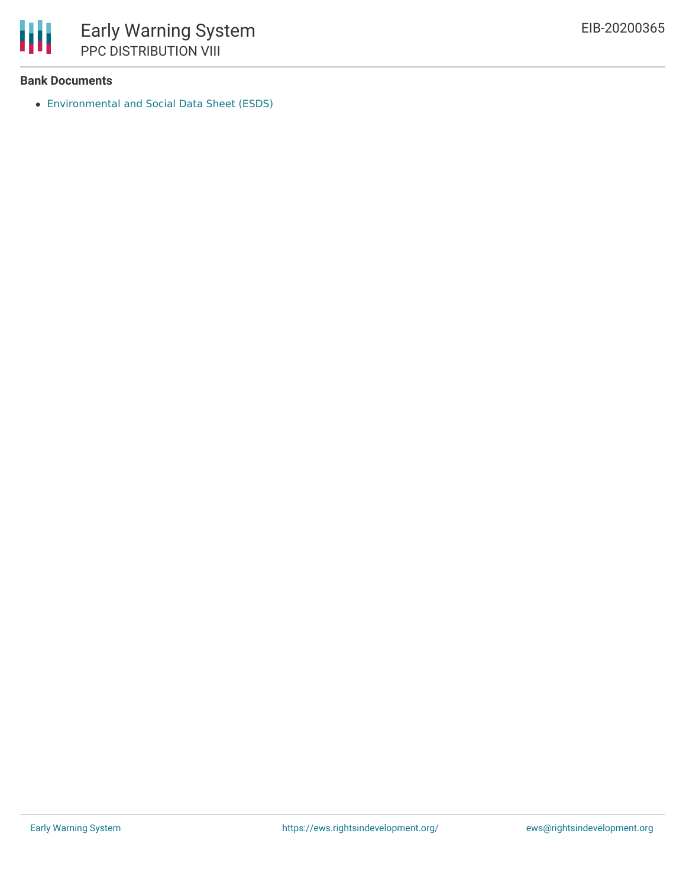**Bank Documents**

- Environmental and Social Data Sheet (ESDS)